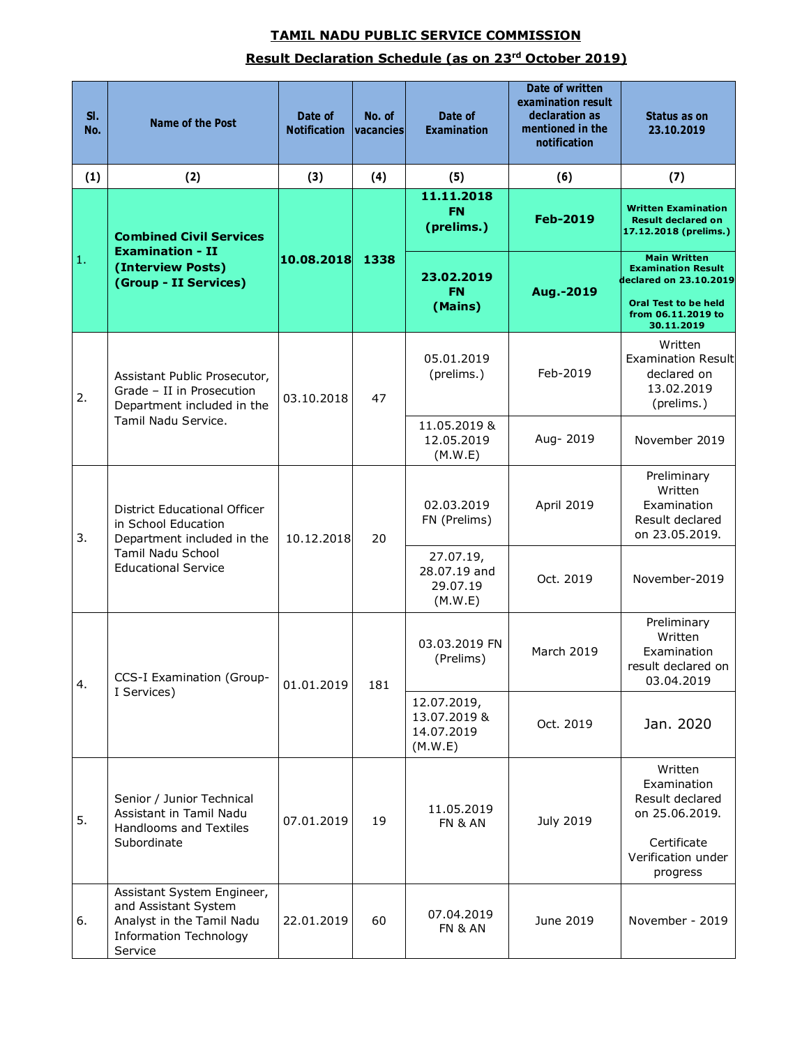**TAMIL NADU PUBLIC SERVICE COMMISSION**

**Result Declaration Schedule (as on 23rd October 2019)**

| Sl. No. | Name of the Post | Date of Notification | No. of vacancies | Date of Examination | Date of written examination result declaration as mentioned in the notification | Status as on 23.10.2019 |
|---|---|---|---|---|---|---|
| (1) | (2) | (3) | (4) | (5) | (6) | (7) |
| 1. | **Combined Civil Services Examination - II (Interview Posts) (Group - II Services)** | **10.08.2018** | **1338** | **11.11.2018 FN (prelims.)** | **Feb-2019** | **Written Examination Result declared on 17.12.2018 (prelims.)** |
| | | | | **23.02.2019 FN (Mains)** | **Aug.-2019** | **Main Written Examination Result declared on 23.10.2019** **Oral Test to be held from 06.11.2019 to 30.11.2019** |
| 2. | Assistant Public Prosecutor, Grade – II in Prosecution Department included in the Tamil Nadu Service. | 03.10.2018 | 47 | 05.01.2019 (prelims.) | Feb-2019 | Written Examination Result declared on 13.02.2019 (prelims.) |
| | | | | 11.05.2019 & 12.05.2019 (M.W.E) | Aug- 2019 | November 2019 |
| 3. | District Educational Officer in School Education Department included in the Tamil Nadu School Educational Service | 10.12.2018 | 20 | 02.03.2019 FN (Prelims) | April 2019 | Preliminary Written Examination Result declared on 23.05.2019. |
| | | | | 27.07.19, 28.07.19 and 29.07.19 (M.W.E) | Oct. 2019 | November-2019 |
| 4. | CCS-I Examination (Group-I Services) | 01.01.2019 | 181 | 03.03.2019 FN (Prelims) | March 2019 | Preliminary Written Examination result declared on 03.04.2019 |
| | | | | 12.07.2019, 13.07.2019 & 14.07.2019 (M.W.E) | Oct. 2019 | Jan. 2020 |
| 5. | Senior / Junior Technical Assistant in Tamil Nadu Handlooms and Textiles Subordinate | 07.01.2019 | 19 | 11.05.2019 FN & AN | July 2019 | Written Examination Result declared on 25.06.2019. Certificate Verification under progress |
| 6. | Assistant System Engineer, and Assistant System Analyst in the Tamil Nadu Information Technology Service | 22.01.2019 | 60 | 07.04.2019 FN & AN | June 2019 | November - 2019 |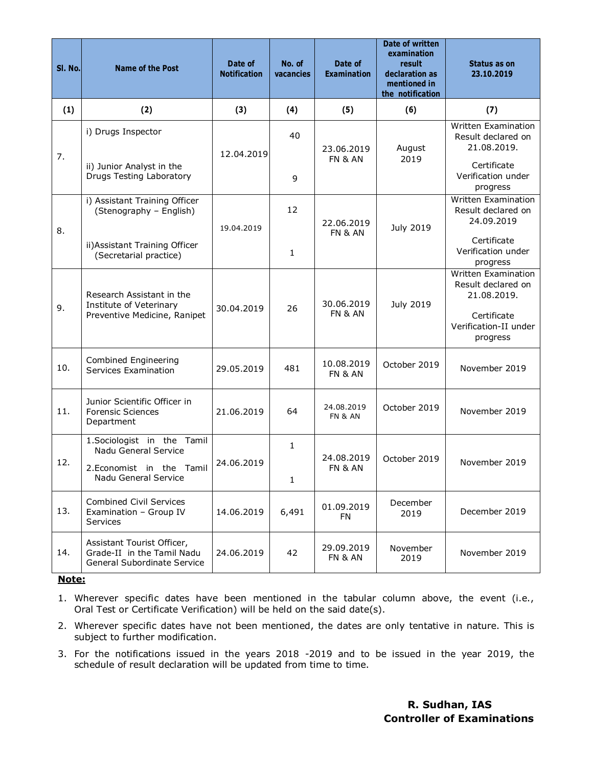| Sl. No. | Name of the Post | Date of Notification | No. of vacancies | Date of Examination | Date of written examination result declaration as mentioned in the notification | Status as on 23.10.2019 |
|---|---|---|---|---|---|---|
| (1) | (2) | (3) | (4) | (5) | (6) | (7) |
| 7. | i) Drugs Inspector<br>ii) Junior Analyst in the Drugs Testing Laboratory | 12.04.2019 | 40<br>9 | 23.06.2019 FN & AN | August 2019 | Written Examination Result declared on 21.08.2019.<br>Certificate Verification under progress |
| 8. | i) Assistant Training Officer (Stenography – English)<br>ii)Assistant Training Officer (Secretarial practice) | 19.04.2019 | 12<br>1 | 22.06.2019 FN & AN | July 2019 | Written Examination Result declared on 24.09.2019<br>Certificate Verification under progress |
| 9. | Research Assistant in the Institute of Veterinary Preventive Medicine, Ranipet | 30.04.2019 | 26 | 30.06.2019 FN & AN | July 2019 | Written Examination Result declared on 21.08.2019.<br>Certificate Verification-II under progress |
| 10. | Combined Engineering Services Examination | 29.05.2019 | 481 | 10.08.2019 FN & AN | October 2019 | November 2019 |
| 11. | Junior Scientific Officer in Forensic Sciences Department | 21.06.2019 | 64 | 24.08.2019 FN & AN | October 2019 | November 2019 |
| 12. | 1.Sociologist in the Tamil Nadu General Service<br>2.Economist in the Tamil Nadu General Service | 24.06.2019 | 1<br>1 | 24.08.2019 FN & AN | October 2019 | November 2019 |
| 13. | Combined Civil Services Examination – Group IV Services | 14.06.2019 | 6,491 | 01.09.2019 FN | December 2019 | December 2019 |
| 14. | Assistant Tourist Officer, Grade-II in the Tamil Nadu General Subordinate Service | 24.06.2019 | 42 | 29.09.2019 FN & AN | November 2019 | November 2019 |

**Note:**

1. Wherever specific dates have been mentioned in the tabular column above, the event (i.e., Oral Test or Certificate Verification) will be held on the said date(s).
2. Wherever specific dates have not been mentioned, the dates are only tentative in nature. This is subject to further modification.
3. For the notifications issued in the years 2018 -2019 and to be issued in the year 2019, the schedule of result declaration will be updated from time to time.

**R. Sudhan, IAS**
**Controller of Examinations**